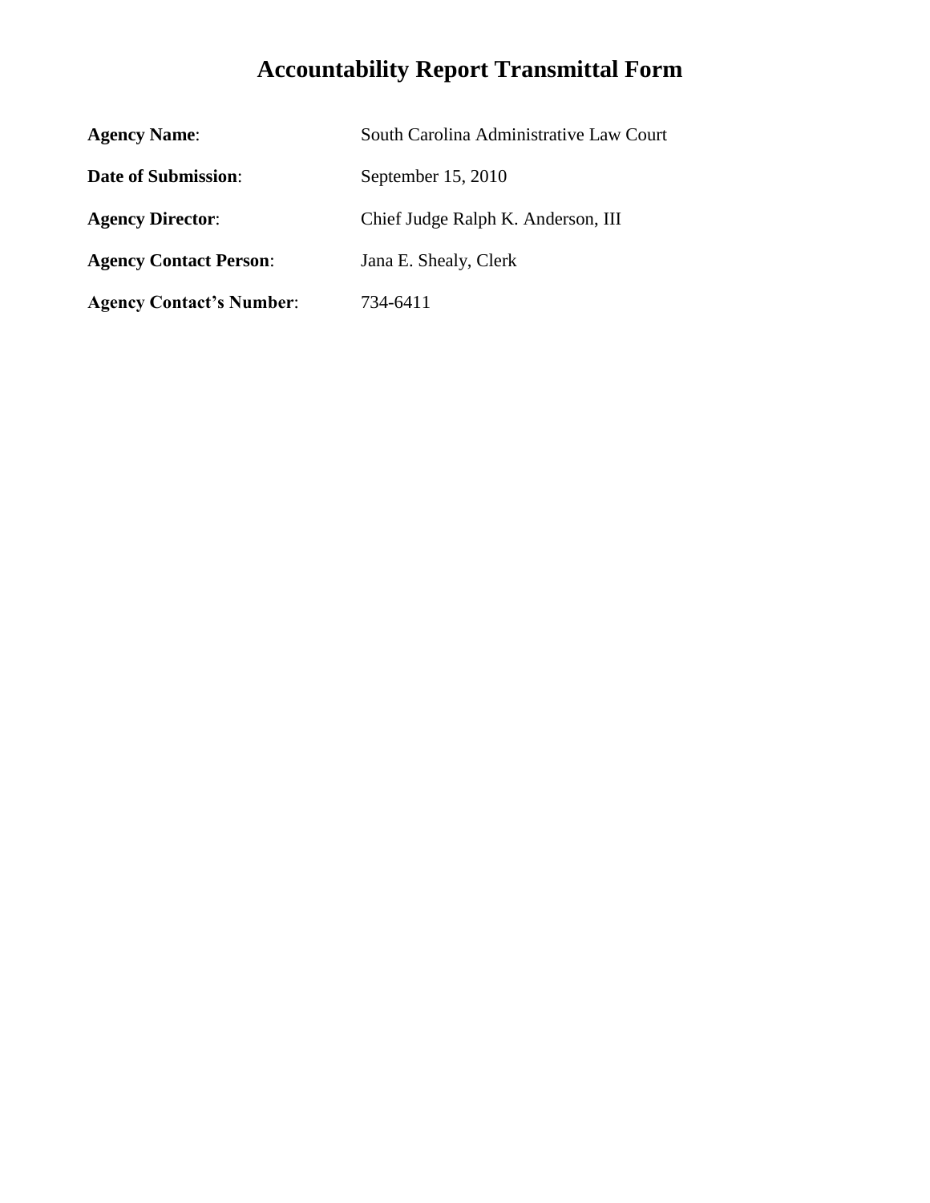# Accountability Report Transmittal Form

| | |
|---|---|
| **Agency Name**: | South Carolina Administrative Law Court |
| **Date of Submission**: | September 15, 2010 |
| **Agency Director**: | Chief Judge Ralph K. Anderson, III |
| **Agency Contact Person**: | Jana E. Shealy, Clerk |
| **Agency Contact's Number**: | 734-6411 |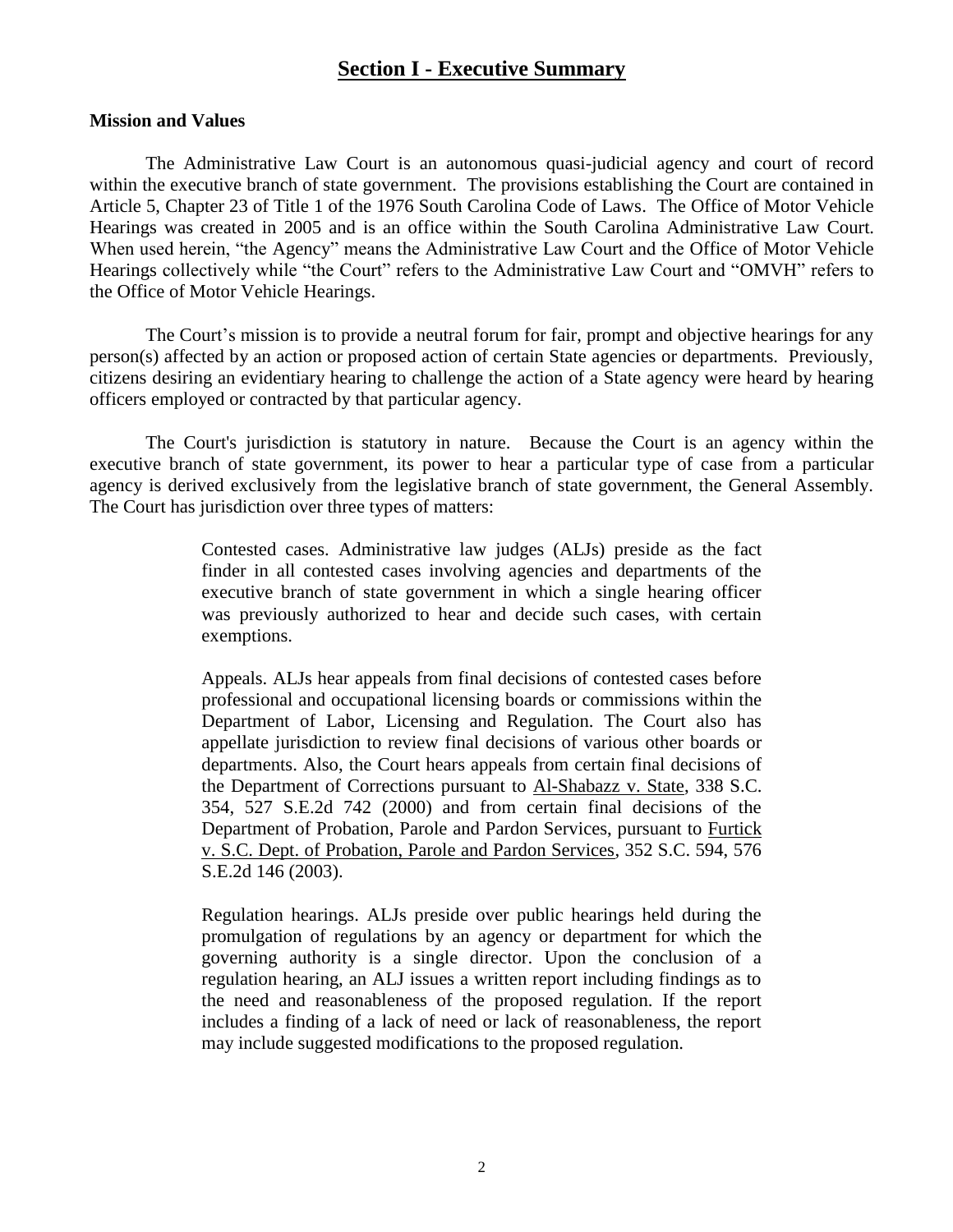# Section I - Executive Summary

**Mission and Values**

The Administrative Law Court is an autonomous quasi-judicial agency and court of record within the executive branch of state government. The provisions establishing the Court are contained in Article 5, Chapter 23 of Title 1 of the 1976 South Carolina Code of Laws. The Office of Motor Vehicle Hearings was created in 2005 and is an office within the South Carolina Administrative Law Court. When used herein, "the Agency" means the Administrative Law Court and the Office of Motor Vehicle Hearings collectively while "the Court" refers to the Administrative Law Court and "OMVH" refers to the Office of Motor Vehicle Hearings.

The Court's mission is to provide a neutral forum for fair, prompt and objective hearings for any person(s) affected by an action or proposed action of certain State agencies or departments. Previously, citizens desiring an evidentiary hearing to challenge the action of a State agency were heard by hearing officers employed or contracted by that particular agency.

The Court's jurisdiction is statutory in nature. Because the Court is an agency within the executive branch of state government, its power to hear a particular type of case from a particular agency is derived exclusively from the legislative branch of state government, the General Assembly. The Court has jurisdiction over three types of matters:

> Contested cases. Administrative law judges (ALJs) preside as the fact finder in all contested cases involving agencies and departments of the executive branch of state government in which a single hearing officer was previously authorized to hear and decide such cases, with certain exemptions.
>
> Appeals. ALJs hear appeals from final decisions of contested cases before professional and occupational licensing boards or commissions within the Department of Labor, Licensing and Regulation. The Court also has appellate jurisdiction to review final decisions of various other boards or departments. Also, the Court hears appeals from certain final decisions of the Department of Corrections pursuant to Al-Shabazz v. State, 338 S.C. 354, 527 S.E.2d 742 (2000) and from certain final decisions of the Department of Probation, Parole and Pardon Services, pursuant to Furtick v. S.C. Dept. of Probation, Parole and Pardon Services, 352 S.C. 594, 576 S.E.2d 146 (2003).
>
> Regulation hearings. ALJs preside over public hearings held during the promulgation of regulations by an agency or department for which the governing authority is a single director. Upon the conclusion of a regulation hearing, an ALJ issues a written report including findings as to the need and reasonableness of the proposed regulation. If the report includes a finding of a lack of need or lack of reasonableness, the report may include suggested modifications to the proposed regulation.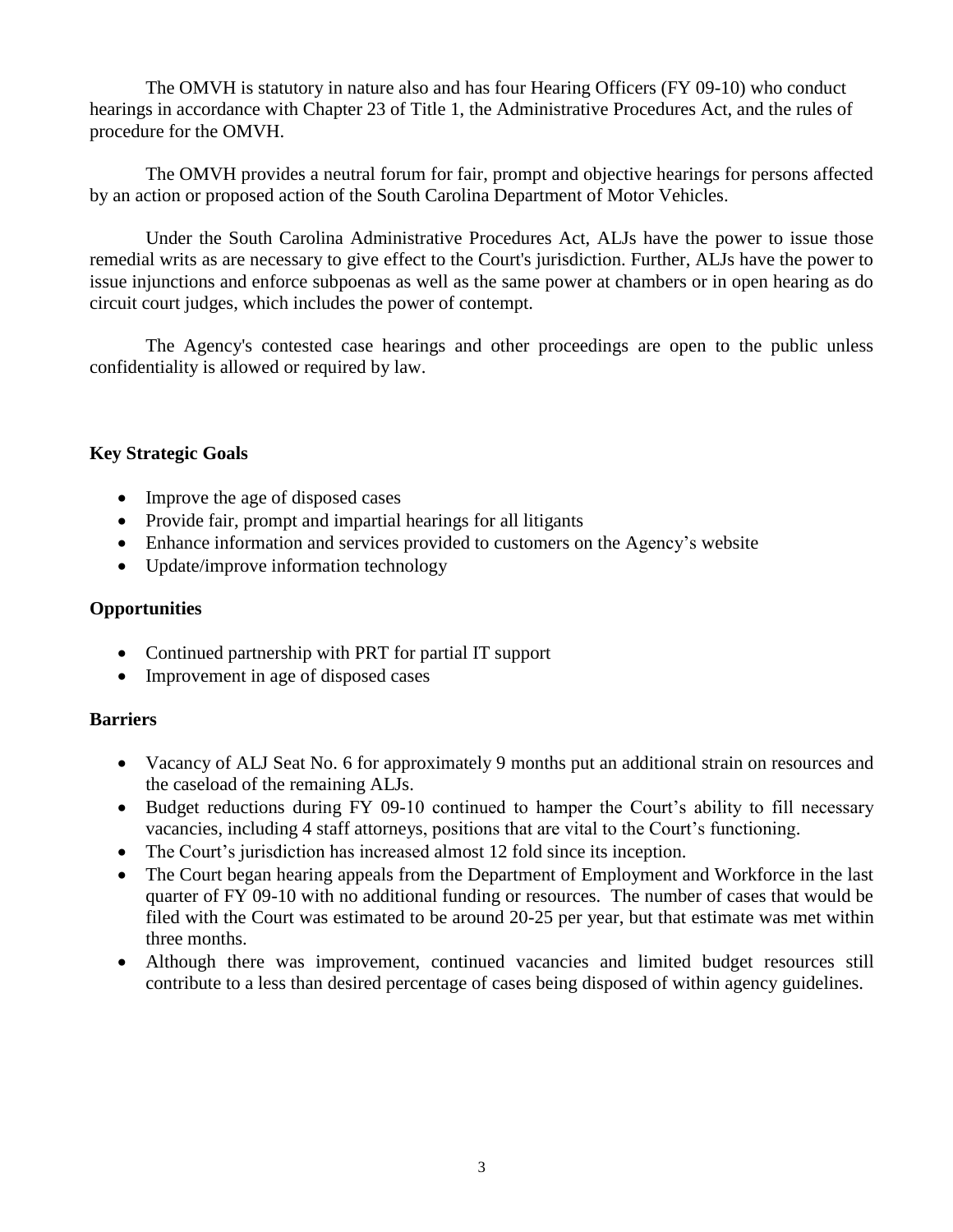The OMVH is statutory in nature also and has four Hearing Officers (FY 09-10) who conduct hearings in accordance with Chapter 23 of Title 1, the Administrative Procedures Act, and the rules of procedure for the OMVH.

The OMVH provides a neutral forum for fair, prompt and objective hearings for persons affected by an action or proposed action of the South Carolina Department of Motor Vehicles.

Under the South Carolina Administrative Procedures Act, ALJs have the power to issue those remedial writs as are necessary to give effect to the Court's jurisdiction. Further, ALJs have the power to issue injunctions and enforce subpoenas as well as the same power at chambers or in open hearing as do circuit court judges, which includes the power of contempt.

The Agency's contested case hearings and other proceedings are open to the public unless confidentiality is allowed or required by law.

**Key Strategic Goals**

- Improve the age of disposed cases
- Provide fair, prompt and impartial hearings for all litigants
- Enhance information and services provided to customers on the Agency's website
- Update/improve information technology

**Opportunities**

- Continued partnership with PRT for partial IT support
- Improvement in age of disposed cases

**Barriers**

- Vacancy of ALJ Seat No. 6 for approximately 9 months put an additional strain on resources and the caseload of the remaining ALJs.
- Budget reductions during FY 09-10 continued to hamper the Court's ability to fill necessary vacancies, including 4 staff attorneys, positions that are vital to the Court's functioning.
- The Court's jurisdiction has increased almost 12 fold since its inception.
- The Court began hearing appeals from the Department of Employment and Workforce in the last quarter of FY 09-10 with no additional funding or resources. The number of cases that would be filed with the Court was estimated to be around 20-25 per year, but that estimate was met within three months.
- Although there was improvement, continued vacancies and limited budget resources still contribute to a less than desired percentage of cases being disposed of within agency guidelines.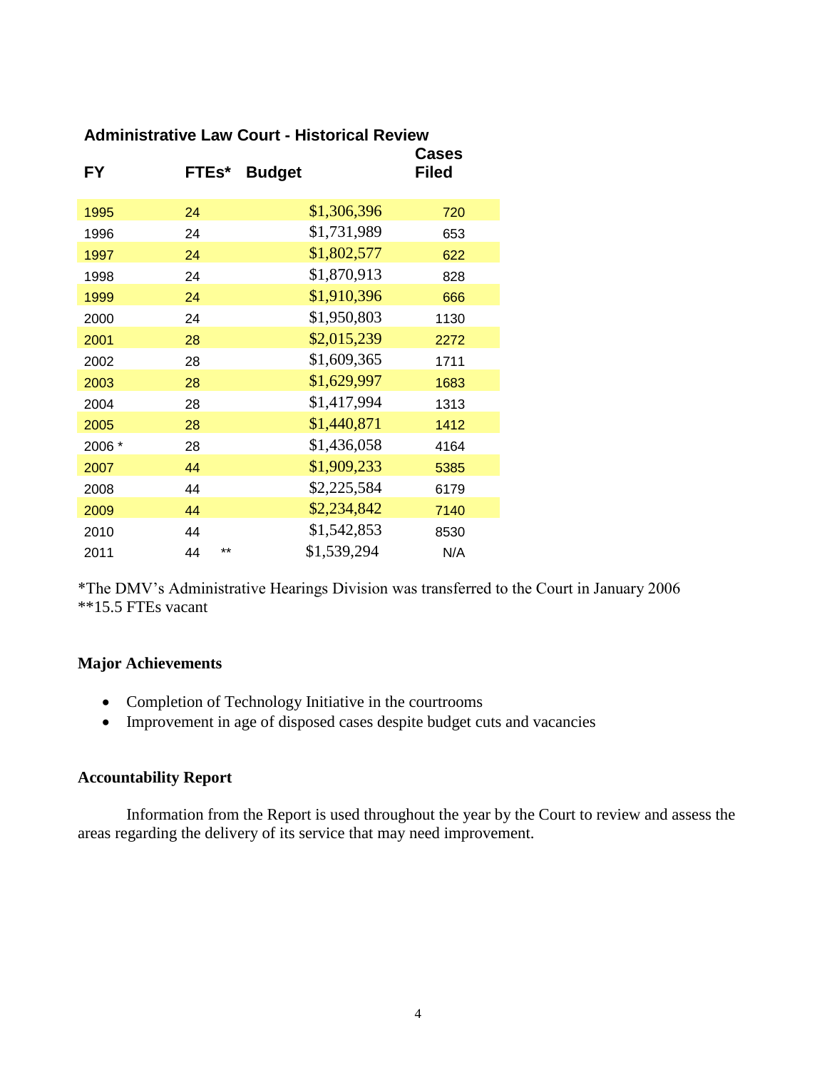## Administrative Law Court - Historical Review

| FY | FTEs* | Budget | Cases Filed |
|---|---|---|---|
| 1995 | 24 | $1,306,396 | 720 |
| 1996 | 24 | $1,731,989 | 653 |
| 1997 | 24 | $1,802,577 | 622 |
| 1998 | 24 | $1,870,913 | 828 |
| 1999 | 24 | $1,910,396 | 666 |
| 2000 | 24 | $1,950,803 | 1130 |
| 2001 | 28 | $2,015,239 | 2272 |
| 2002 | 28 | $1,609,365 | 1711 |
| 2003 | 28 | $1,629,997 | 1683 |
| 2004 | 28 | $1,417,994 | 1313 |
| 2005 | 28 | $1,440,871 | 1412 |
| 2006 * | 28 | $1,436,058 | 4164 |
| 2007 | 44 | $1,909,233 | 5385 |
| 2008 | 44 | $2,225,584 | 6179 |
| 2009 | 44 | $2,234,842 | 7140 |
| 2010 | 44 | $1,542,853 | 8530 |
| 2011 | 44 ** | $1,539,294 | N/A |

*The DMV's Administrative Hearings Division was transferred to the Court in January 2006
**15.5 FTEs vacant

### Major Achievements

- Completion of Technology Initiative in the courtrooms
- Improvement in age of disposed cases despite budget cuts and vacancies

### Accountability Report

Information from the Report is used throughout the year by the Court to review and assess the areas regarding the delivery of its service that may need improvement.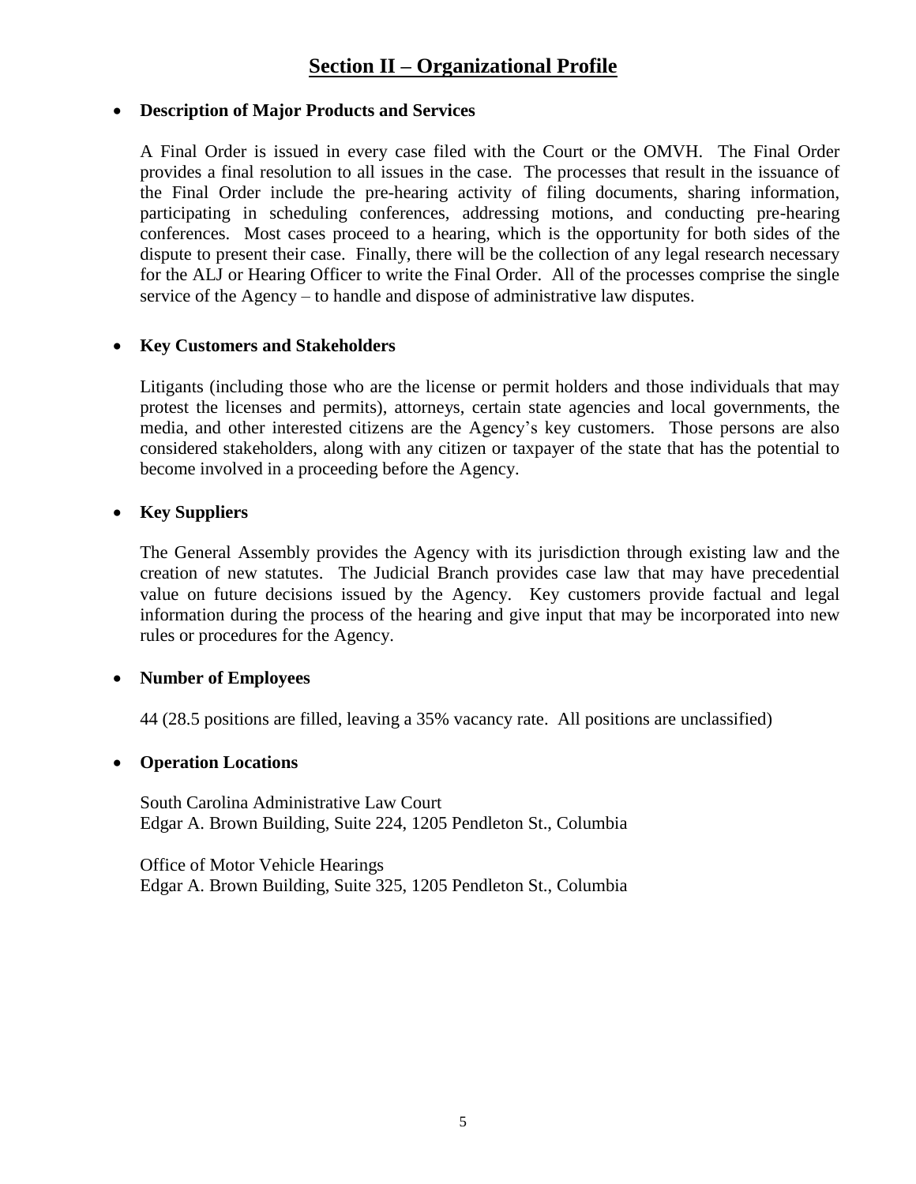## Section II – Organizational Profile

- **Description of Major Products and Services**

  A Final Order is issued in every case filed with the Court or the OMVH. The Final Order provides a final resolution to all issues in the case. The processes that result in the issuance of the Final Order include the pre-hearing activity of filing documents, sharing information, participating in scheduling conferences, addressing motions, and conducting pre-hearing conferences. Most cases proceed to a hearing, which is the opportunity for both sides of the dispute to present their case. Finally, there will be the collection of any legal research necessary for the ALJ or Hearing Officer to write the Final Order. All of the processes comprise the single service of the Agency – to handle and dispose of administrative law disputes.

- **Key Customers and Stakeholders**

  Litigants (including those who are the license or permit holders and those individuals that may protest the licenses and permits), attorneys, certain state agencies and local governments, the media, and other interested citizens are the Agency's key customers. Those persons are also considered stakeholders, along with any citizen or taxpayer of the state that has the potential to become involved in a proceeding before the Agency.

- **Key Suppliers**

  The General Assembly provides the Agency with its jurisdiction through existing law and the creation of new statutes. The Judicial Branch provides case law that may have precedential value on future decisions issued by the Agency. Key customers provide factual and legal information during the process of the hearing and give input that may be incorporated into new rules or procedures for the Agency.

- **Number of Employees**

  44 (28.5 positions are filled, leaving a 35% vacancy rate. All positions are unclassified)

- **Operation Locations**

  South Carolina Administrative Law Court
  Edgar A. Brown Building, Suite 224, 1205 Pendleton St., Columbia

  Office of Motor Vehicle Hearings
  Edgar A. Brown Building, Suite 325, 1205 Pendleton St., Columbia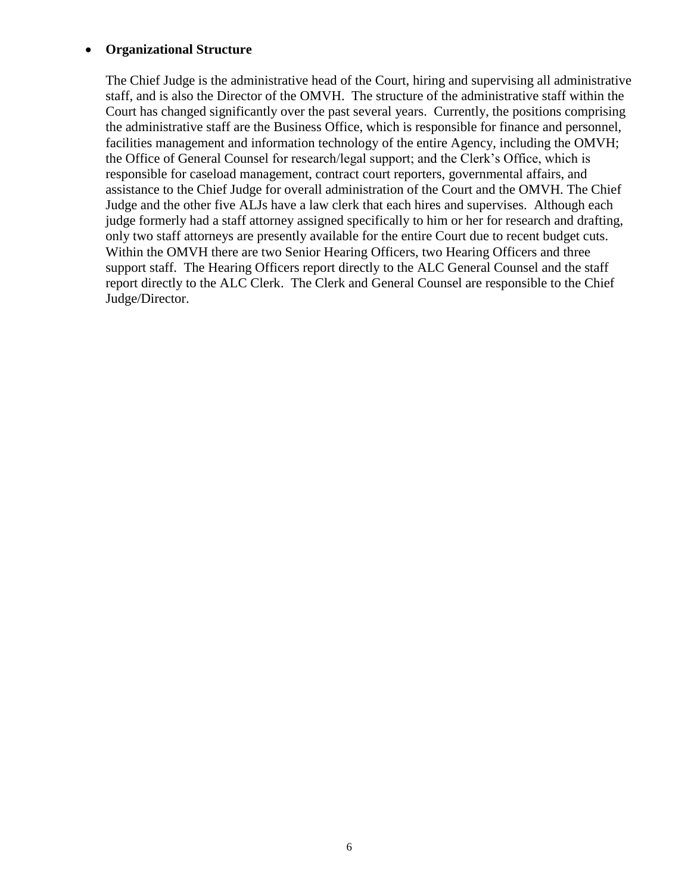- **Organizational Structure**

  The Chief Judge is the administrative head of the Court, hiring and supervising all administrative staff, and is also the Director of the OMVH. The structure of the administrative staff within the Court has changed significantly over the past several years. Currently, the positions comprising the administrative staff are the Business Office, which is responsible for finance and personnel, facilities management and information technology of the entire Agency, including the OMVH; the Office of General Counsel for research/legal support; and the Clerk's Office, which is responsible for caseload management, contract court reporters, governmental affairs, and assistance to the Chief Judge for overall administration of the Court and the OMVH. The Chief Judge and the other five ALJs have a law clerk that each hires and supervises. Although each judge formerly had a staff attorney assigned specifically to him or her for research and drafting, only two staff attorneys are presently available for the entire Court due to recent budget cuts. Within the OMVH there are two Senior Hearing Officers, two Hearing Officers and three support staff. The Hearing Officers report directly to the ALC General Counsel and the staff report directly to the ALC Clerk. The Clerk and General Counsel are responsible to the Chief Judge/Director.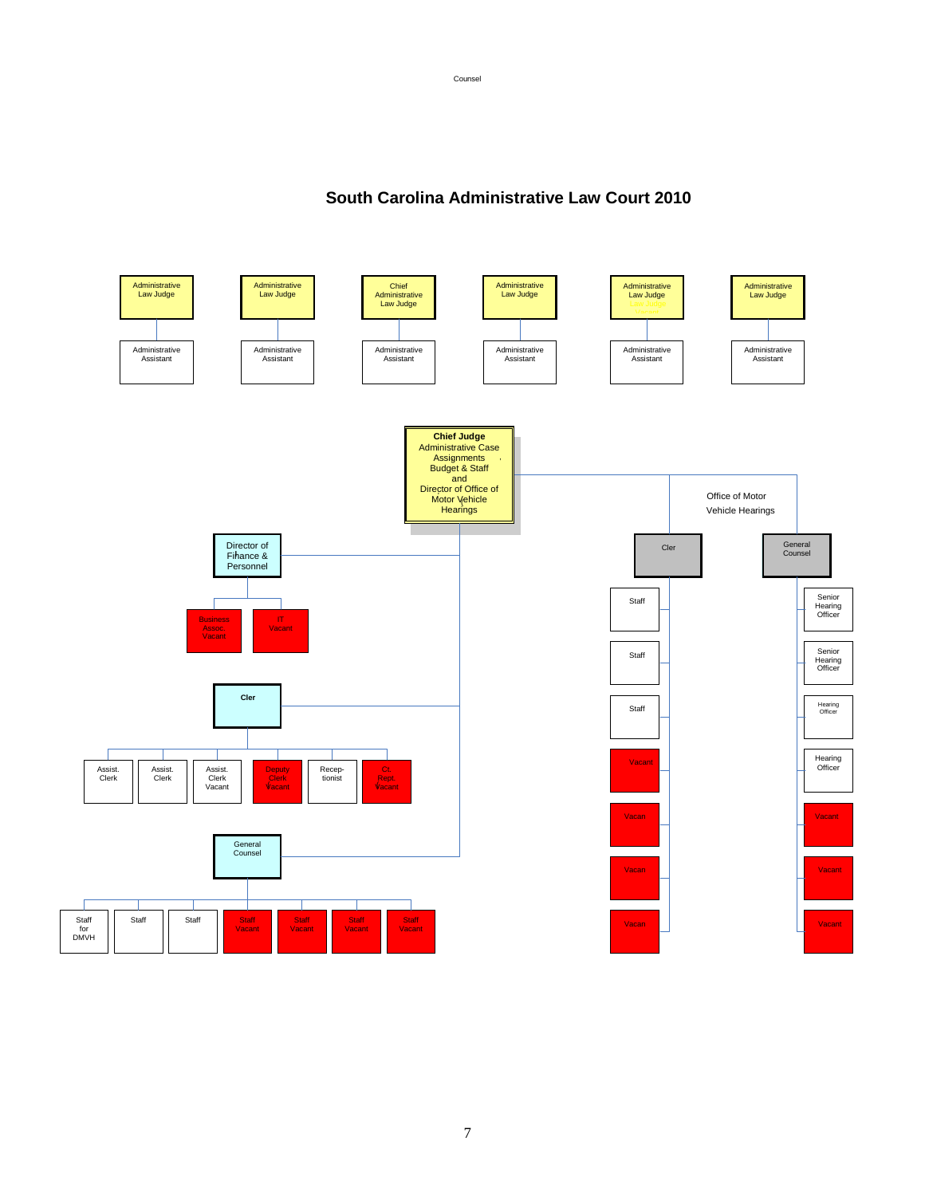Counsel

# South Carolina Administrative Law Court 2010

Administrative Law Judge — Administrative Assistant

Administrative Law Judge — Administrative Assistant

Chief Administrative Law Judge — Administrative Assistant

Administrative Law Judge — Administrative Assistant

Administrative Law Judge — Administrative Assistant

Administrative Law Judge — Administrative Assistant

**Chief Judge**
Administrative Case Assignments
Budget & Staff
and
Director of Office of Motor Vehicle Hearings

Director of Finance & Personnel
- Business Assoc. Vacant
- IT Vacant

**Cler**
- Assist. Clerk
- Assist. Clerk
- Assist. Clerk Vacant
- Deputy Clerk Vacant
- Recep-tionist
- Ct. Rept. Vacant

General Counsel
- Staff for DMVH
- Staff
- Staff
- Staff Vacant
- Staff Vacant
- Staff Vacant
- Staff Vacant

Office of Motor Vehicle Hearings

Cler
- Staff
- Staff
- Staff
- Vacant
- Vacan
- Vacan
- Vacan

General Counsel
- Senior Hearing Officer
- Senior Hearing Officer
- Hearing Officer
- Hearing Officer
- Vacant
- Vacant
- Vacant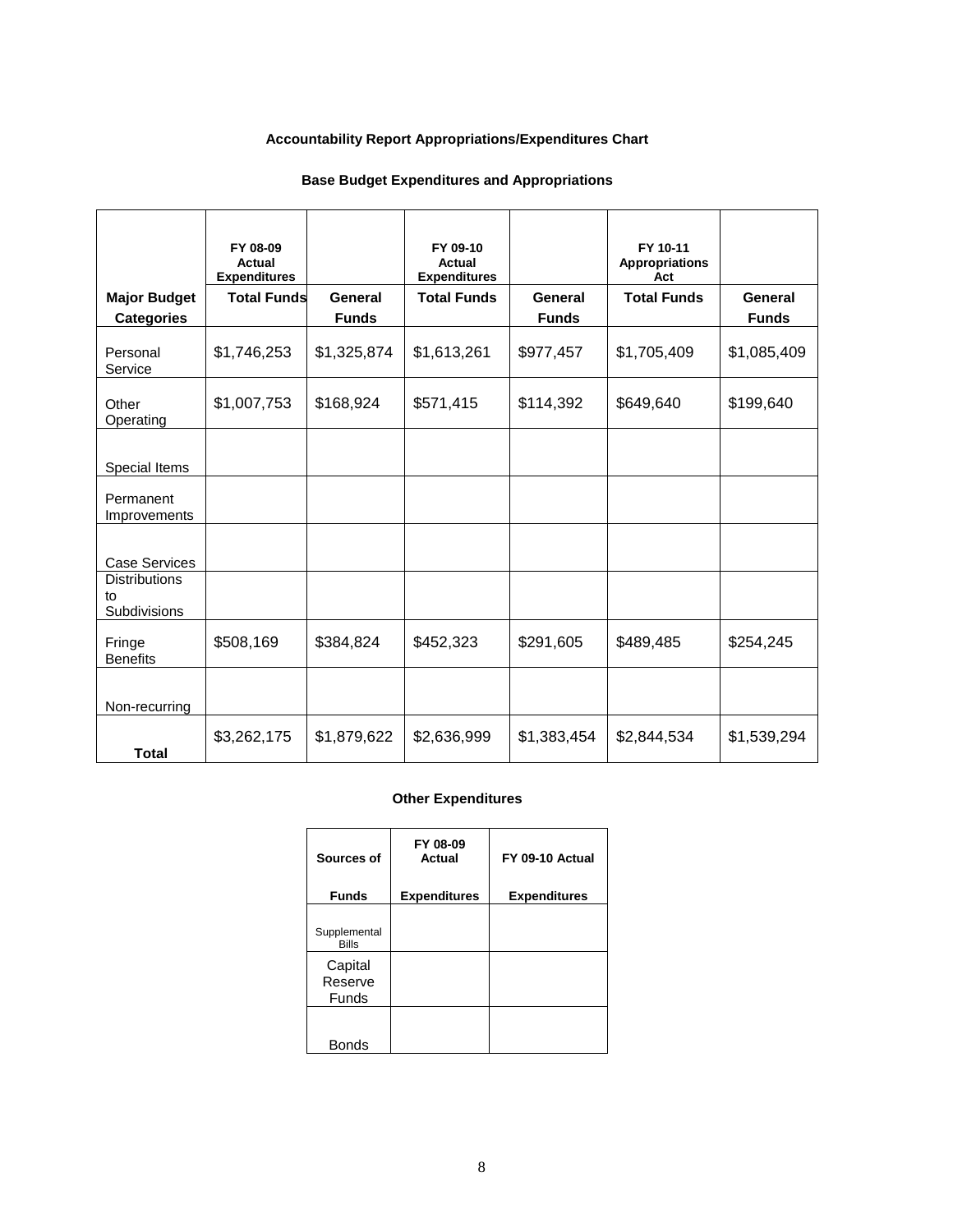**Accountability Report Appropriations/Expenditures Chart**

**Base Budget Expenditures and Appropriations**

| | FY 08-09 Actual Expenditures | | FY 09-10 Actual Expenditures | | FY 10-11 Appropriations Act | |
|---|---|---|---|---|---|---|
| **Major Budget Categories** | **Total Funds** | **General Funds** | **Total Funds** | **General Funds** | **Total Funds** | **General Funds** |
| Personal Service | $1,746,253 | $1,325,874 | $1,613,261 | $977,457 | $1,705,409 | $1,085,409 |
| Other Operating | $1,007,753 | $168,924 | $571,415 | $114,392 | $649,640 | $199,640 |
| Special Items | | | | | | |
| Permanent Improvements | | | | | | |
| Case Services | | | | | | |
| Distributions to Subdivisions | | | | | | |
| Fringe Benefits | $508,169 | $384,824 | $452,323 | $291,605 | $489,485 | $254,245 |
| Non-recurring | | | | | | |
| **Total** | $3,262,175 | $1,879,622 | $2,636,999 | $1,383,454 | $2,844,534 | $1,539,294 |

**Other Expenditures**

| Sources of Funds | FY 08-09 Actual Expenditures | FY 09-10 Actual Expenditures |
|---|---|---|
| Supplemental Bills | | |
| Capital Reserve Funds | | |
| Bonds | | |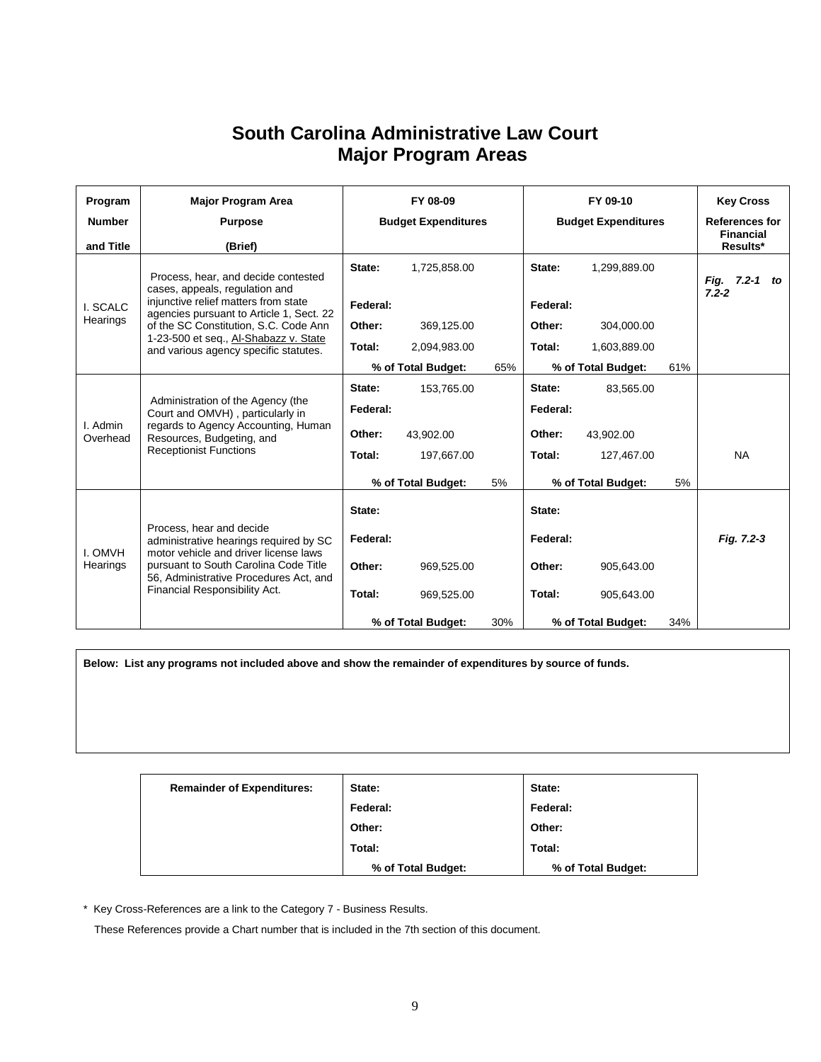# South Carolina Administrative Law Court
# Major Program Areas

| Program Number and Title | Major Program Area Purpose (Brief) | FY 08-09 Budget Expenditures | | FY 09-10 Budget Expenditures | | Key Cross References for Financial Results* |
|---|---|---|---|---|---|---|
| I. SCALC Hearings | Process, hear, and decide contested cases, appeals, regulation and injunctive relief matters from state agencies pursuant to Article 1, Sect. 22 of the SC Constitution, S.C. Code Ann 1-23-500 et seq., Al-Shabazz v. State and various agency specific statutes. | State: | 1,725,858.00 | State: | 1,299,889.00 | *Fig. 7.2-1 to 7.2-2* |
| | | Federal: | | Federal: | | |
| | | Other: | 369,125.00 | Other: | 304,000.00 | |
| | | Total: | 2,094,983.00 | Total: | 1,603,889.00 | |
| | | % of Total Budget: | 65% | % of Total Budget: | 61% | |
| I. Admin Overhead | Administration of the Agency (the Court and OMVH) , particularly in regards to Agency Accounting, Human Resources, Budgeting, and Receptionist Functions | State: | 153,765.00 | State: | 83,565.00 | NA |
| | | Federal: | | Federal: | | |
| | | Other: | 43,902.00 | Other: | 43,902.00 | |
| | | Total: | 197,667.00 | Total: | 127,467.00 | |
| | | % of Total Budget: | 5% | % of Total Budget: | 5% | |
| I. OMVH Hearings | Process, hear and decide administrative hearings required by SC motor vehicle and driver license laws pursuant to South Carolina Code Title 56, Administrative Procedures Act, and Financial Responsibility Act. | State: | | State: | | *Fig. 7.2-3* |
| | | Federal: | | Federal: | | |
| | | Other: | 969,525.00 | Other: | 905,643.00 | |
| | | Total: | 969,525.00 | Total: | 905,643.00 | |
| | | % of Total Budget: | 30% | % of Total Budget: | 34% | |

**Below: List any programs not included above and show the remainder of expenditures by source of funds.**

| Remainder of Expenditures: | | |
|---|---|---|
| | State: | State: |
| | Federal: | Federal: |
| | Other: | Other: |
| | Total: | Total: |
| | % of Total Budget: | % of Total Budget: |

\* Key Cross-References are a link to the Category 7 - Business Results.

These References provide a Chart number that is included in the 7th section of this document.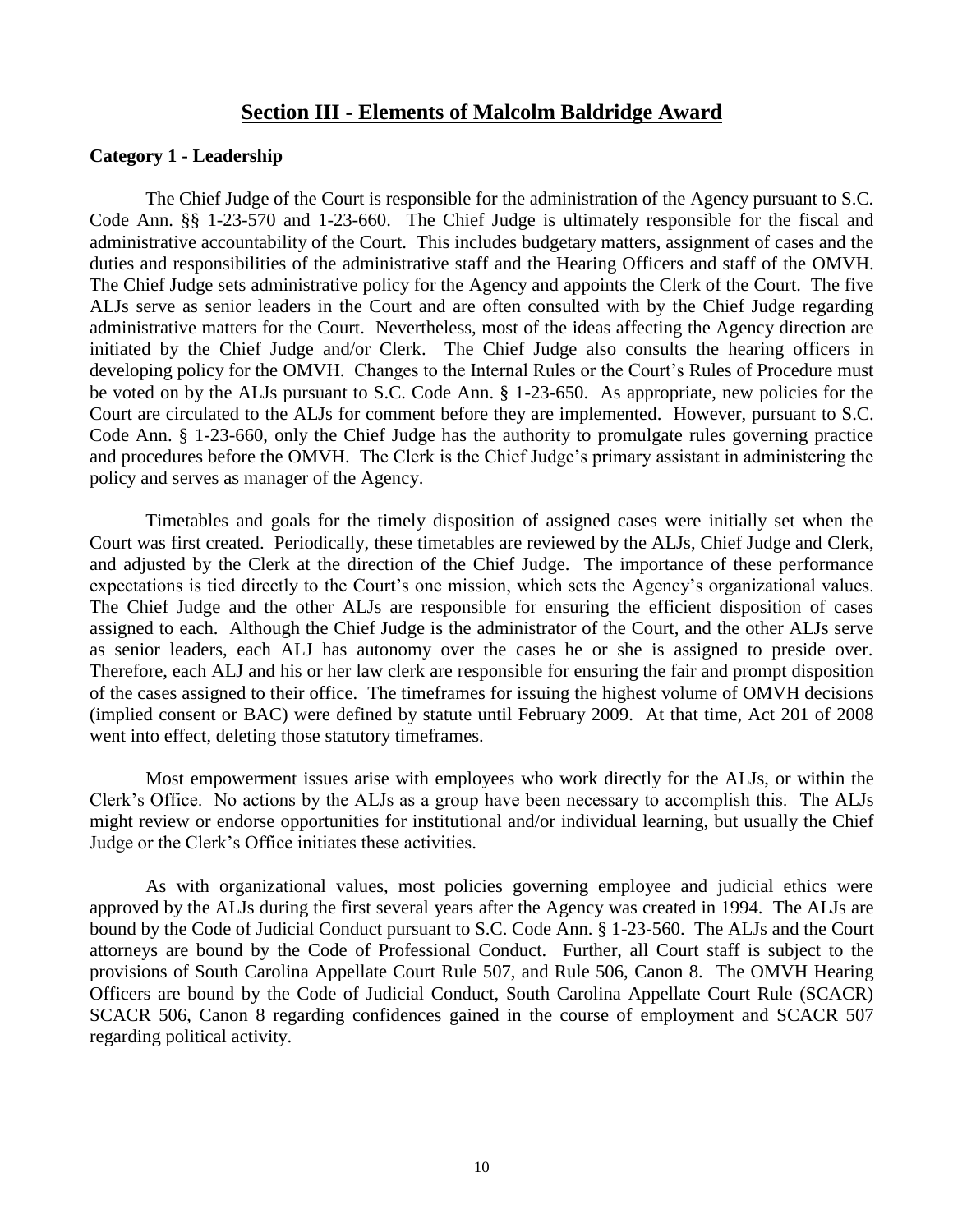## Section III - Elements of Malcolm Baldridge Award

### Category 1 - Leadership

The Chief Judge of the Court is responsible for the administration of the Agency pursuant to S.C. Code Ann. §§ 1-23-570 and 1-23-660. The Chief Judge is ultimately responsible for the fiscal and administrative accountability of the Court. This includes budgetary matters, assignment of cases and the duties and responsibilities of the administrative staff and the Hearing Officers and staff of the OMVH. The Chief Judge sets administrative policy for the Agency and appoints the Clerk of the Court. The five ALJs serve as senior leaders in the Court and are often consulted with by the Chief Judge regarding administrative matters for the Court. Nevertheless, most of the ideas affecting the Agency direction are initiated by the Chief Judge and/or Clerk. The Chief Judge also consults the hearing officers in developing policy for the OMVH. Changes to the Internal Rules or the Court's Rules of Procedure must be voted on by the ALJs pursuant to S.C. Code Ann. § 1-23-650. As appropriate, new policies for the Court are circulated to the ALJs for comment before they are implemented. However, pursuant to S.C. Code Ann. § 1-23-660, only the Chief Judge has the authority to promulgate rules governing practice and procedures before the OMVH. The Clerk is the Chief Judge's primary assistant in administering the policy and serves as manager of the Agency.

Timetables and goals for the timely disposition of assigned cases were initially set when the Court was first created. Periodically, these timetables are reviewed by the ALJs, Chief Judge and Clerk, and adjusted by the Clerk at the direction of the Chief Judge. The importance of these performance expectations is tied directly to the Court's one mission, which sets the Agency's organizational values. The Chief Judge and the other ALJs are responsible for ensuring the efficient disposition of cases assigned to each. Although the Chief Judge is the administrator of the Court, and the other ALJs serve as senior leaders, each ALJ has autonomy over the cases he or she is assigned to preside over. Therefore, each ALJ and his or her law clerk are responsible for ensuring the fair and prompt disposition of the cases assigned to their office. The timeframes for issuing the highest volume of OMVH decisions (implied consent or BAC) were defined by statute until February 2009. At that time, Act 201 of 2008 went into effect, deleting those statutory timeframes.

Most empowerment issues arise with employees who work directly for the ALJs, or within the Clerk's Office. No actions by the ALJs as a group have been necessary to accomplish this. The ALJs might review or endorse opportunities for institutional and/or individual learning, but usually the Chief Judge or the Clerk's Office initiates these activities.

As with organizational values, most policies governing employee and judicial ethics were approved by the ALJs during the first several years after the Agency was created in 1994. The ALJs are bound by the Code of Judicial Conduct pursuant to S.C. Code Ann. § 1-23-560. The ALJs and the Court attorneys are bound by the Code of Professional Conduct. Further, all Court staff is subject to the provisions of South Carolina Appellate Court Rule 507, and Rule 506, Canon 8. The OMVH Hearing Officers are bound by the Code of Judicial Conduct, South Carolina Appellate Court Rule (SCACR) SCACR 506, Canon 8 regarding confidences gained in the course of employment and SCACR 507 regarding political activity.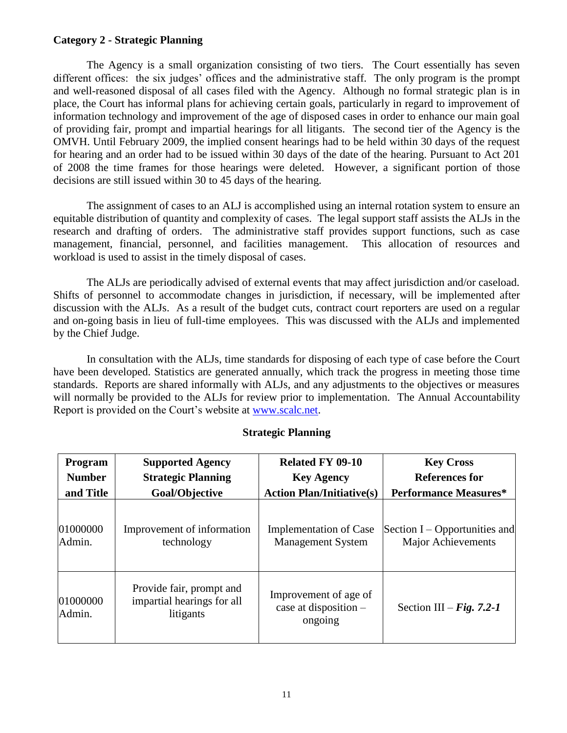**Category 2 - Strategic Planning**

The Agency is a small organization consisting of two tiers. The Court essentially has seven different offices: the six judges' offices and the administrative staff. The only program is the prompt and well-reasoned disposal of all cases filed with the Agency. Although no formal strategic plan is in place, the Court has informal plans for achieving certain goals, particularly in regard to improvement of information technology and improvement of the age of disposed cases in order to enhance our main goal of providing fair, prompt and impartial hearings for all litigants. The second tier of the Agency is the OMVH. Until February 2009, the implied consent hearings had to be held within 30 days of the request for hearing and an order had to be issued within 30 days of the date of the hearing. Pursuant to Act 201 of 2008 the time frames for those hearings were deleted. However, a significant portion of those decisions are still issued within 30 to 45 days of the hearing.

The assignment of cases to an ALJ is accomplished using an internal rotation system to ensure an equitable distribution of quantity and complexity of cases. The legal support staff assists the ALJs in the research and drafting of orders. The administrative staff provides support functions, such as case management, financial, personnel, and facilities management. This allocation of resources and workload is used to assist in the timely disposal of cases.

The ALJs are periodically advised of external events that may affect jurisdiction and/or caseload. Shifts of personnel to accommodate changes in jurisdiction, if necessary, will be implemented after discussion with the ALJs. As a result of the budget cuts, contract court reporters are used on a regular and on-going basis in lieu of full-time employees. This was discussed with the ALJs and implemented by the Chief Judge.

In consultation with the ALJs, time standards for disposing of each type of case before the Court have been developed. Statistics are generated annually, which track the progress in meeting those time standards. Reports are shared informally with ALJs, and any adjustments to the objectives or measures will normally be provided to the ALJs for review prior to implementation. The Annual Accountability Report is provided on the Court's website at www.scalc.net.

**Strategic Planning**

| Program Number and Title | Supported Agency Strategic Planning Goal/Objective | Related FY 09-10 Key Agency Action Plan/Initiative(s) | Key Cross References for Performance Measures* |
|---|---|---|---|
| 01000000 Admin. | Improvement of information technology | Implementation of Case Management System | Section I – Opportunities and Major Achievements |
| 01000000 Admin. | Provide fair, prompt and impartial hearings for all litigants | Improvement of age of case at disposition – ongoing | Section III – ***Fig. 7.2-1*** |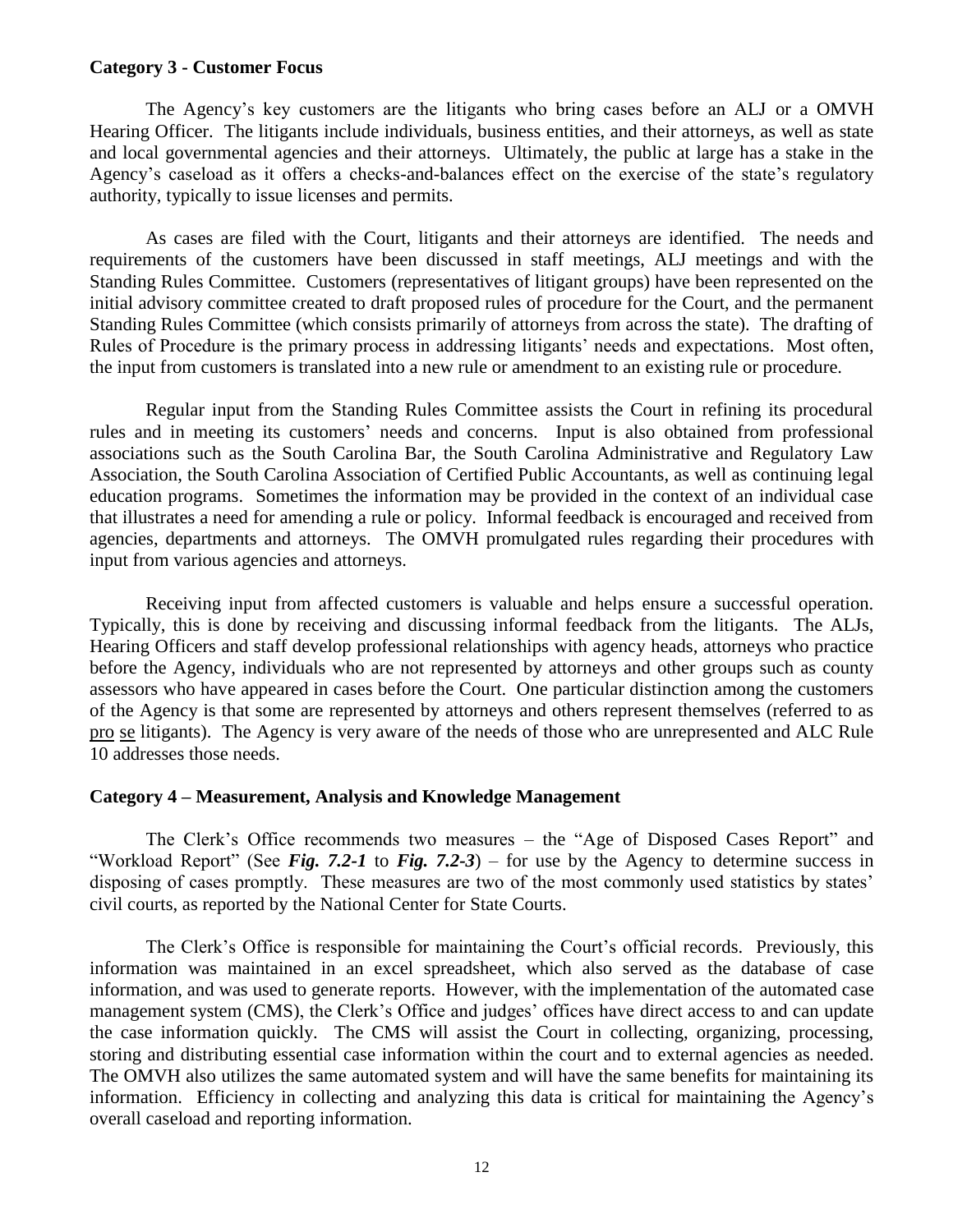**Category 3 - Customer Focus**

The Agency's key customers are the litigants who bring cases before an ALJ or a OMVH Hearing Officer. The litigants include individuals, business entities, and their attorneys, as well as state and local governmental agencies and their attorneys. Ultimately, the public at large has a stake in the Agency's caseload as it offers a checks-and-balances effect on the exercise of the state's regulatory authority, typically to issue licenses and permits.

As cases are filed with the Court, litigants and their attorneys are identified. The needs and requirements of the customers have been discussed in staff meetings, ALJ meetings and with the Standing Rules Committee. Customers (representatives of litigant groups) have been represented on the initial advisory committee created to draft proposed rules of procedure for the Court, and the permanent Standing Rules Committee (which consists primarily of attorneys from across the state). The drafting of Rules of Procedure is the primary process in addressing litigants' needs and expectations. Most often, the input from customers is translated into a new rule or amendment to an existing rule or procedure.

Regular input from the Standing Rules Committee assists the Court in refining its procedural rules and in meeting its customers' needs and concerns. Input is also obtained from professional associations such as the South Carolina Bar, the South Carolina Administrative and Regulatory Law Association, the South Carolina Association of Certified Public Accountants, as well as continuing legal education programs. Sometimes the information may be provided in the context of an individual case that illustrates a need for amending a rule or policy. Informal feedback is encouraged and received from agencies, departments and attorneys. The OMVH promulgated rules regarding their procedures with input from various agencies and attorneys.

Receiving input from affected customers is valuable and helps ensure a successful operation. Typically, this is done by receiving and discussing informal feedback from the litigants. The ALJs, Hearing Officers and staff develop professional relationships with agency heads, attorneys who practice before the Agency, individuals who are not represented by attorneys and other groups such as county assessors who have appeared in cases before the Court. One particular distinction among the customers of the Agency is that some are represented by attorneys and others represent themselves (referred to as pro se litigants). The Agency is very aware of the needs of those who are unrepresented and ALC Rule 10 addresses those needs.

**Category 4 – Measurement, Analysis and Knowledge Management**

The Clerk's Office recommends two measures – the "Age of Disposed Cases Report" and "Workload Report" (See ***Fig. 7.2-1*** to ***Fig. 7.2-3***) – for use by the Agency to determine success in disposing of cases promptly. These measures are two of the most commonly used statistics by states' civil courts, as reported by the National Center for State Courts.

The Clerk's Office is responsible for maintaining the Court's official records. Previously, this information was maintained in an excel spreadsheet, which also served as the database of case information, and was used to generate reports. However, with the implementation of the automated case management system (CMS), the Clerk's Office and judges' offices have direct access to and can update the case information quickly. The CMS will assist the Court in collecting, organizing, processing, storing and distributing essential case information within the court and to external agencies as needed. The OMVH also utilizes the same automated system and will have the same benefits for maintaining its information. Efficiency in collecting and analyzing this data is critical for maintaining the Agency's overall caseload and reporting information.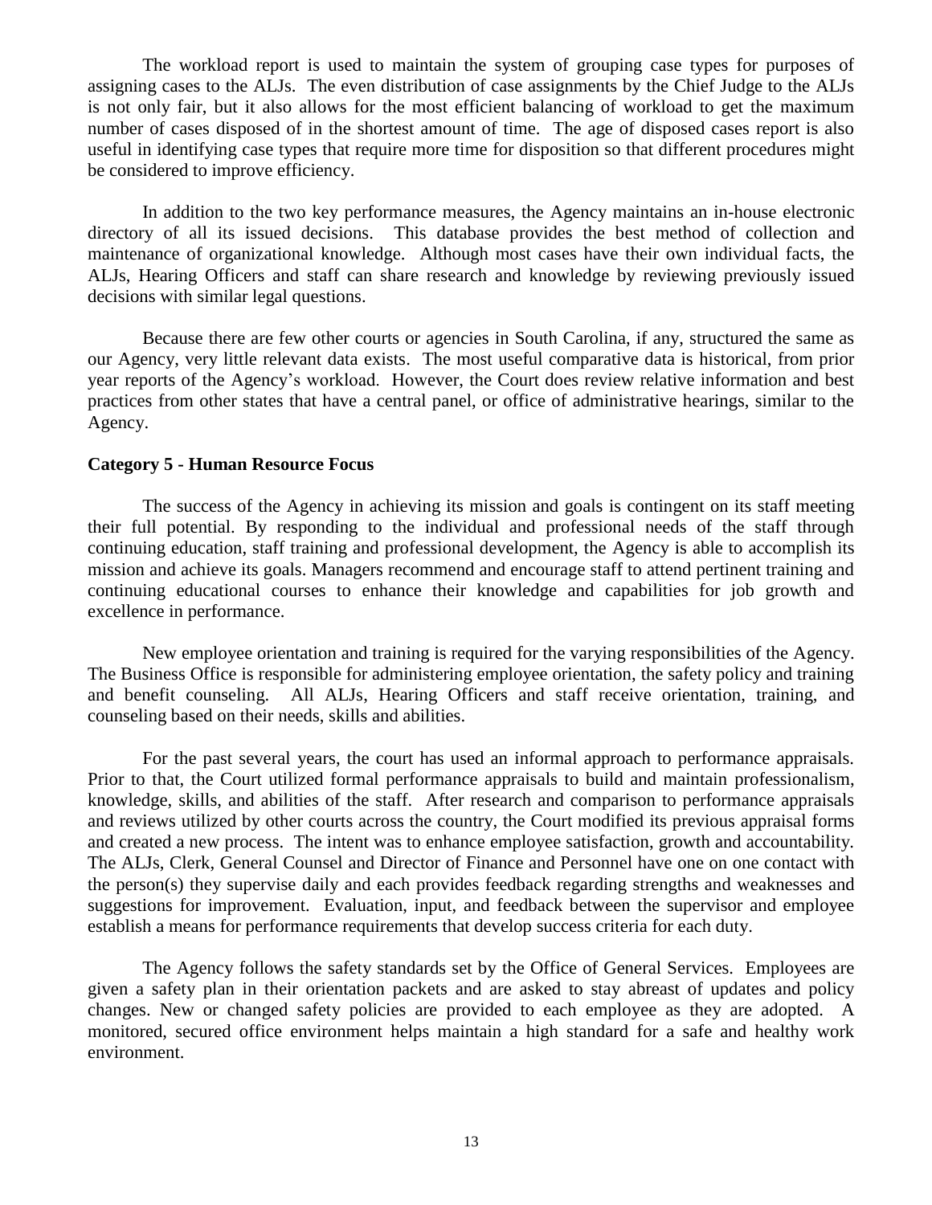The workload report is used to maintain the system of grouping case types for purposes of assigning cases to the ALJs. The even distribution of case assignments by the Chief Judge to the ALJs is not only fair, but it also allows for the most efficient balancing of workload to get the maximum number of cases disposed of in the shortest amount of time. The age of disposed cases report is also useful in identifying case types that require more time for disposition so that different procedures might be considered to improve efficiency.

In addition to the two key performance measures, the Agency maintains an in-house electronic directory of all its issued decisions. This database provides the best method of collection and maintenance of organizational knowledge. Although most cases have their own individual facts, the ALJs, Hearing Officers and staff can share research and knowledge by reviewing previously issued decisions with similar legal questions.

Because there are few other courts or agencies in South Carolina, if any, structured the same as our Agency, very little relevant data exists. The most useful comparative data is historical, from prior year reports of the Agency's workload. However, the Court does review relative information and best practices from other states that have a central panel, or office of administrative hearings, similar to the Agency.

**Category 5 - Human Resource Focus**

The success of the Agency in achieving its mission and goals is contingent on its staff meeting their full potential. By responding to the individual and professional needs of the staff through continuing education, staff training and professional development, the Agency is able to accomplish its mission and achieve its goals. Managers recommend and encourage staff to attend pertinent training and continuing educational courses to enhance their knowledge and capabilities for job growth and excellence in performance.

New employee orientation and training is required for the varying responsibilities of the Agency. The Business Office is responsible for administering employee orientation, the safety policy and training and benefit counseling. All ALJs, Hearing Officers and staff receive orientation, training, and counseling based on their needs, skills and abilities.

For the past several years, the court has used an informal approach to performance appraisals. Prior to that, the Court utilized formal performance appraisals to build and maintain professionalism, knowledge, skills, and abilities of the staff. After research and comparison to performance appraisals and reviews utilized by other courts across the country, the Court modified its previous appraisal forms and created a new process. The intent was to enhance employee satisfaction, growth and accountability. The ALJs, Clerk, General Counsel and Director of Finance and Personnel have one on one contact with the person(s) they supervise daily and each provides feedback regarding strengths and weaknesses and suggestions for improvement. Evaluation, input, and feedback between the supervisor and employee establish a means for performance requirements that develop success criteria for each duty.

The Agency follows the safety standards set by the Office of General Services. Employees are given a safety plan in their orientation packets and are asked to stay abreast of updates and policy changes. New or changed safety policies are provided to each employee as they are adopted. A monitored, secured office environment helps maintain a high standard for a safe and healthy work environment.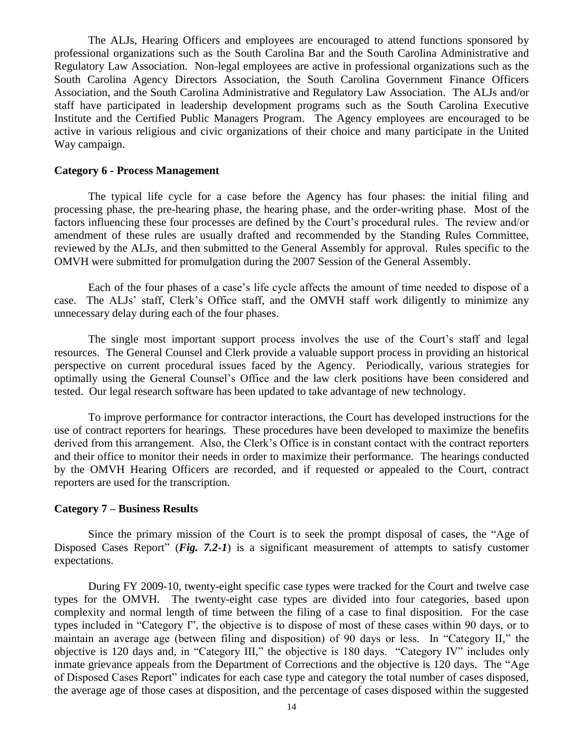The ALJs, Hearing Officers and employees are encouraged to attend functions sponsored by professional organizations such as the South Carolina Bar and the South Carolina Administrative and Regulatory Law Association. Non-legal employees are active in professional organizations such as the South Carolina Agency Directors Association, the South Carolina Government Finance Officers Association, and the South Carolina Administrative and Regulatory Law Association. The ALJs and/or staff have participated in leadership development programs such as the South Carolina Executive Institute and the Certified Public Managers Program. The Agency employees are encouraged to be active in various religious and civic organizations of their choice and many participate in the United Way campaign.

**Category 6 - Process Management**

The typical life cycle for a case before the Agency has four phases: the initial filing and processing phase, the pre-hearing phase, the hearing phase, and the order-writing phase. Most of the factors influencing these four processes are defined by the Court's procedural rules. The review and/or amendment of these rules are usually drafted and recommended by the Standing Rules Committee, reviewed by the ALJs, and then submitted to the General Assembly for approval. Rules specific to the OMVH were submitted for promulgation during the 2007 Session of the General Assembly.

Each of the four phases of a case's life cycle affects the amount of time needed to dispose of a case. The ALJs' staff, Clerk's Office staff, and the OMVH staff work diligently to minimize any unnecessary delay during each of the four phases.

The single most important support process involves the use of the Court's staff and legal resources. The General Counsel and Clerk provide a valuable support process in providing an historical perspective on current procedural issues faced by the Agency. Periodically, various strategies for optimally using the General Counsel's Office and the law clerk positions have been considered and tested. Our legal research software has been updated to take advantage of new technology.

To improve performance for contractor interactions, the Court has developed instructions for the use of contract reporters for hearings. These procedures have been developed to maximize the benefits derived from this arrangement. Also, the Clerk's Office is in constant contact with the contract reporters and their office to monitor their needs in order to maximize their performance. The hearings conducted by the OMVH Hearing Officers are recorded, and if requested or appealed to the Court, contract reporters are used for the transcription.

**Category 7 – Business Results**

Since the primary mission of the Court is to seek the prompt disposal of cases, the "Age of Disposed Cases Report" (***Fig. 7.2-1***) is a significant measurement of attempts to satisfy customer expectations.

During FY 2009-10, twenty-eight specific case types were tracked for the Court and twelve case types for the OMVH. The twenty-eight case types are divided into four categories, based upon complexity and normal length of time between the filing of a case to final disposition. For the case types included in "Category I", the objective is to dispose of most of these cases within 90 days, or to maintain an average age (between filing and disposition) of 90 days or less. In "Category II," the objective is 120 days and, in "Category III," the objective is 180 days. "Category IV" includes only inmate grievance appeals from the Department of Corrections and the objective is 120 days. The "Age of Disposed Cases Report" indicates for each case type and category the total number of cases disposed, the average age of those cases at disposition, and the percentage of cases disposed within the suggested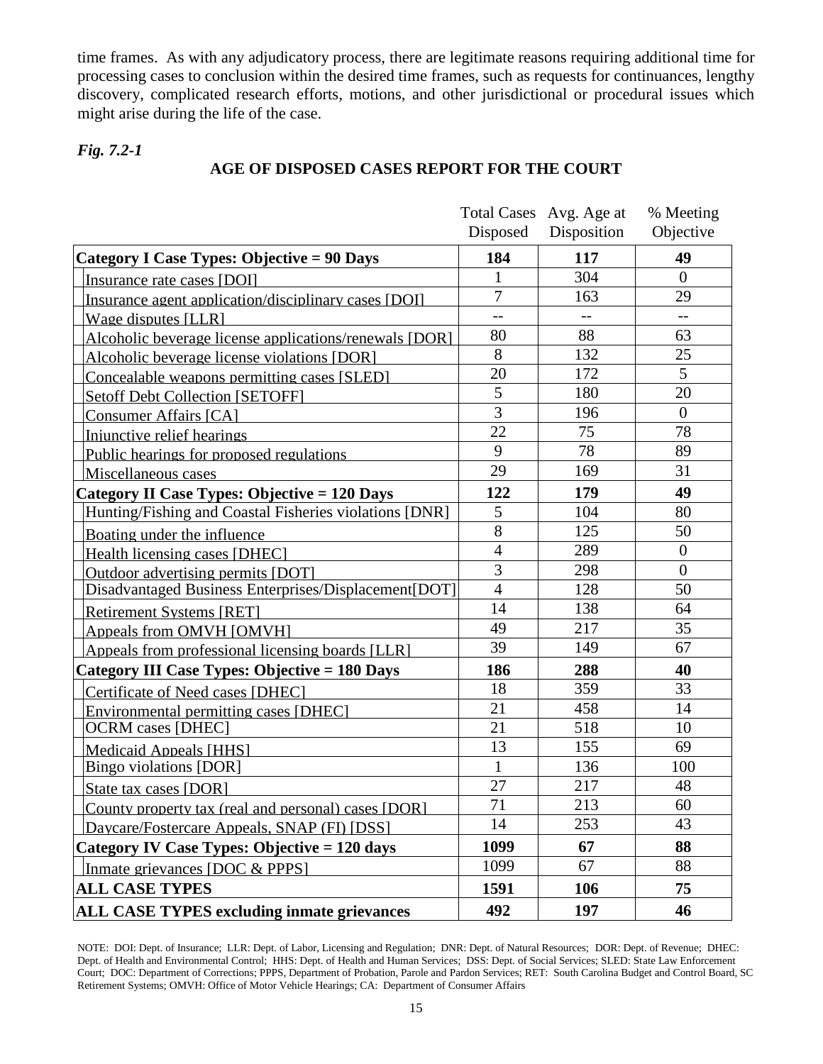time frames. As with any adjudicatory process, there are legitimate reasons requiring additional time for processing cases to conclusion within the desired time frames, such as requests for continuances, lengthy discovery, complicated research efforts, motions, and other jurisdictional or procedural issues which might arise during the life of the case.

*Fig. 7.2-1*

**AGE OF DISPOSED CASES REPORT FOR THE COURT**

| | Total Cases Disposed | Avg. Age at Disposition | % Meeting Objective |
|---|---|---|---|
| **Category I Case Types: Objective = 90 Days** | **184** | **117** | **49** |
| Insurance rate cases [DOI] | 1 | 304 | 0 |
| Insurance agent application/disciplinary cases [DOI] | 7 | 163 | 29 |
| Wage disputes [LLR] | -- | -- | -- |
| Alcoholic beverage license applications/renewals [DOR] | 80 | 88 | 63 |
| Alcoholic beverage license violations [DOR] | 8 | 132 | 25 |
| Concealable weapons permitting cases [SLED] | 20 | 172 | 5 |
| Setoff Debt Collection [SETOFF] | 5 | 180 | 20 |
| Consumer Affairs [CA] | 3 | 196 | 0 |
| Injunctive relief hearings | 22 | 75 | 78 |
| Public hearings for proposed regulations | 9 | 78 | 89 |
| Miscellaneous cases | 29 | 169 | 31 |
| **Category II Case Types: Objective = 120 Days** | **122** | **179** | **49** |
| Hunting/Fishing and Coastal Fisheries violations [DNR] | 5 | 104 | 80 |
| Boating under the influence | 8 | 125 | 50 |
| Health licensing cases [DHEC] | 4 | 289 | 0 |
| Outdoor advertising permits [DOT] | 3 | 298 | 0 |
| Disadvantaged Business Enterprises/Displacement[DOT] | 4 | 128 | 50 |
| Retirement Systems [RET] | 14 | 138 | 64 |
| Appeals from OMVH [OMVH] | 49 | 217 | 35 |
| Appeals from professional licensing boards [LLR] | 39 | 149 | 67 |
| **Category III Case Types: Objective = 180 Days** | **186** | **288** | **40** |
| Certificate of Need cases [DHEC] | 18 | 359 | 33 |
| Environmental permitting cases [DHEC] | 21 | 458 | 14 |
| OCRM cases [DHEC] | 21 | 518 | 10 |
| Medicaid Appeals [HHS] | 13 | 155 | 69 |
| Bingo violations [DOR] | 1 | 136 | 100 |
| State tax cases [DOR] | 27 | 217 | 48 |
| County property tax (real and personal) cases [DOR] | 71 | 213 | 60 |
| Daycare/Fostercare Appeals, SNAP (FI) [DSS] | 14 | 253 | 43 |
| **Category IV Case Types: Objective = 120 days** | **1099** | **67** | **88** |
| Inmate grievances [DOC & PPPS] | 1099 | 67 | 88 |
| **ALL CASE TYPES** | **1591** | **106** | **75** |
| **ALL CASE TYPES excluding inmate grievances** | **492** | **197** | **46** |

NOTE: DOI: Dept. of Insurance; LLR: Dept. of Labor, Licensing and Regulation; DNR: Dept. of Natural Resources; DOR: Dept. of Revenue; DHEC: Dept. of Health and Environmental Control; HHS: Dept. of Health and Human Services; DSS: Dept. of Social Services; SLED: State Law Enforcement Court; DOC: Department of Corrections; PPPS, Department of Probation, Parole and Pardon Services; RET: South Carolina Budget and Control Board, SC Retirement Systems; OMVH: Office of Motor Vehicle Hearings; CA: Department of Consumer Affairs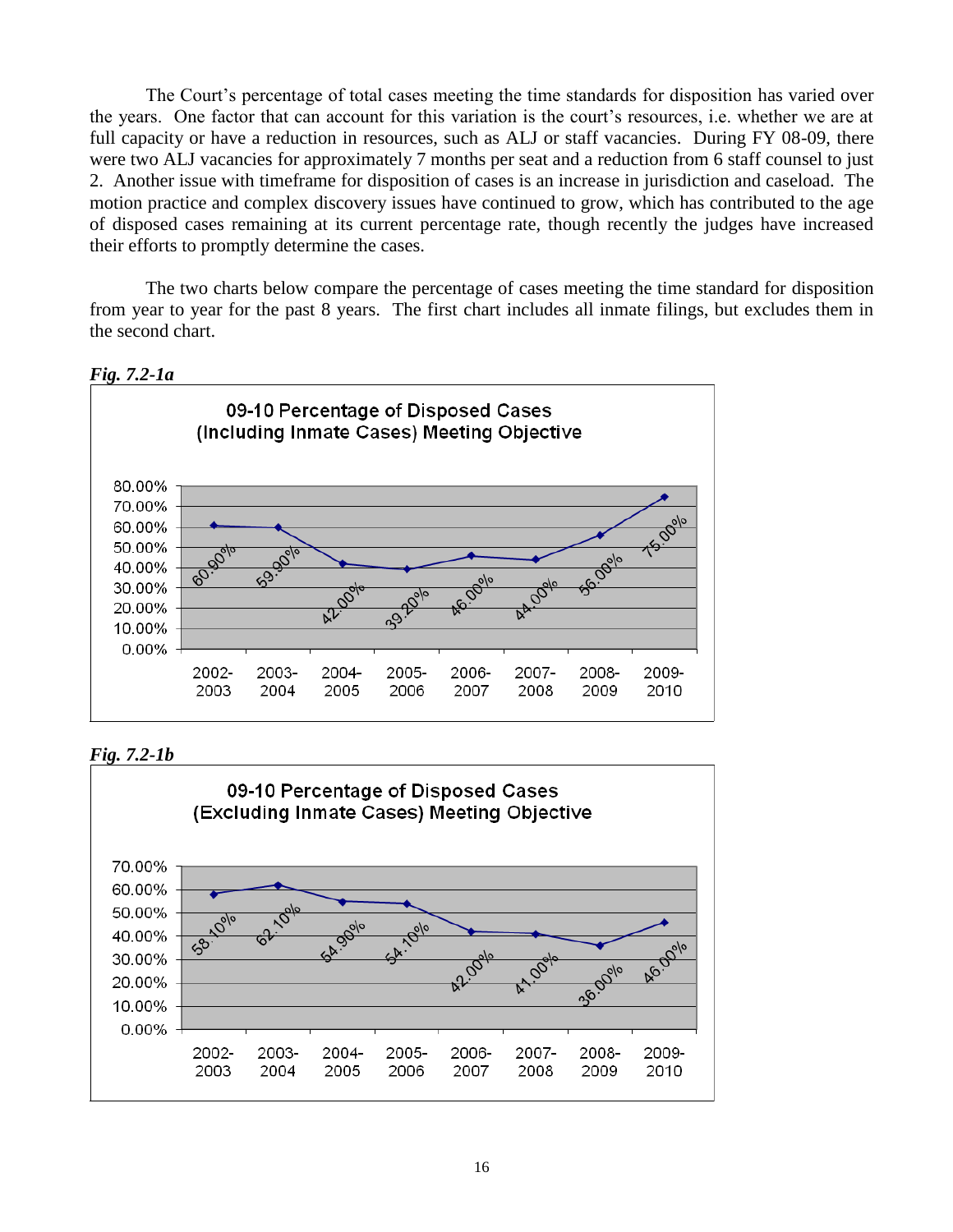The Court's percentage of total cases meeting the time standards for disposition has varied over the years. One factor that can account for this variation is the court's resources, i.e. whether we are at full capacity or have a reduction in resources, such as ALJ or staff vacancies. During FY 08-09, there were two ALJ vacancies for approximately 7 months per seat and a reduction from 6 staff counsel to just 2. Another issue with timeframe for disposition of cases is an increase in jurisdiction and caseload. The motion practice and complex discovery issues have continued to grow, which has contributed to the age of disposed cases remaining at its current percentage rate, though recently the judges have increased their efforts to promptly determine the cases.

The two charts below compare the percentage of cases meeting the time standard for disposition from year to year for the past 8 years. The first chart includes all inmate filings, but excludes them in the second chart.

***Fig. 7.2-1a***

09-10 Percentage of Disposed Cases
(Including Inmate Cases) Meeting Objective

80.00%
70.00%
60.00%
50.00%
40.00%
30.00%
20.00%
10.00%
0.00%

60.90%
59.90%
42.00%
39.20%
46.00%
44.00%
56.00%
75.00%

2002-2003
2003-2004
2004-2005
2005-2006
2006-2007
2007-2008
2008-2009
2009-2010

***Fig. 7.2-1b***

09-10 Percentage of Disposed Cases
(Excluding Inmate Cases) Meeting Objective

70.00%
60.00%
50.00%
40.00%
30.00%
20.00%
10.00%
0.00%

58.10%
62.10%
54.90%
54.10%
42.00%
41.00%
36.00%
46.00%

2002-2003
2003-2004
2004-2005
2005-2006
2006-2007
2007-2008
2008-2009
2009-2010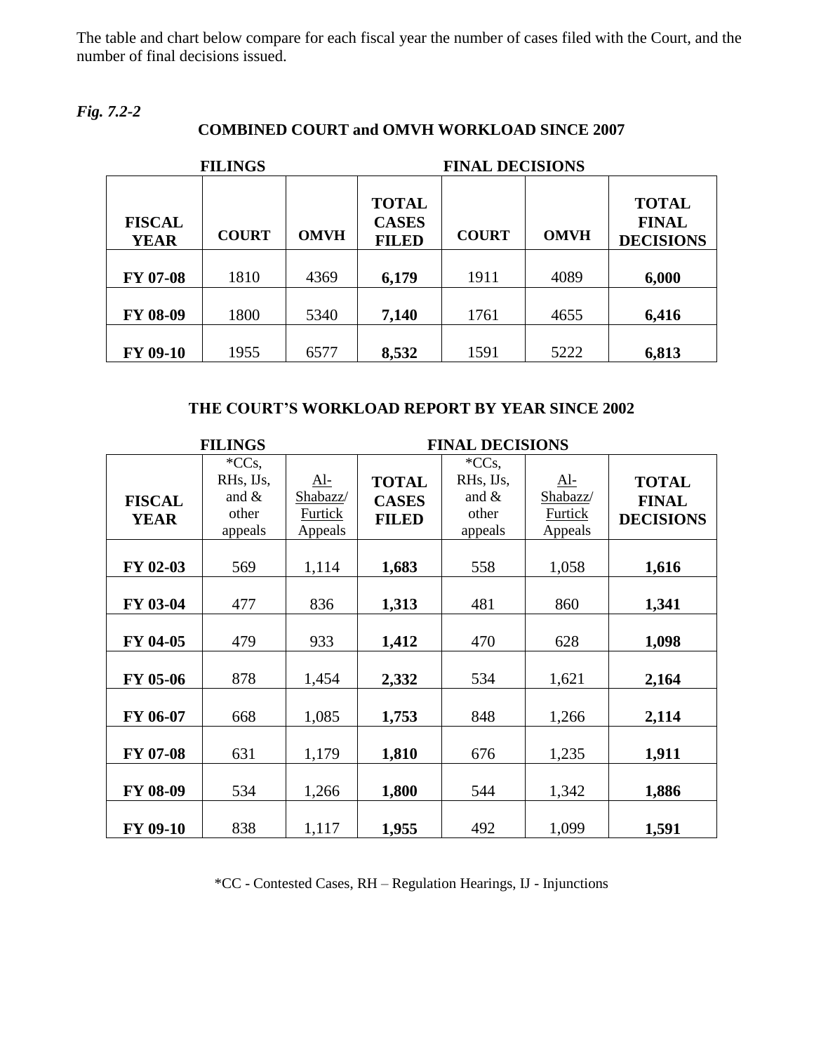The table and chart below compare for each fiscal year the number of cases filed with the Court, and the number of final decisions issued.

*Fig. 7.2-2*

**COMBINED COURT and OMVH WORKLOAD SINCE 2007**

| | FILINGS | | | FINAL DECISIONS | | |
|---|---|---|---|---|---|---|
| **FISCAL YEAR** | **COURT** | **OMVH** | **TOTAL CASES FILED** | **COURT** | **OMVH** | **TOTAL FINAL DECISIONS** |
| **FY 07-08** | 1810 | 4369 | **6,179** | 1911 | 4089 | **6,000** |
| **FY 08-09** | 1800 | 5340 | **7,140** | 1761 | 4655 | **6,416** |
| **FY 09-10** | 1955 | 6577 | **8,532** | 1591 | 5222 | **6,813** |

**THE COURT'S WORKLOAD REPORT BY YEAR SINCE 2002**

| | FILINGS | | | FINAL DECISIONS | | |
|---|---|---|---|---|---|---|
| **FISCAL YEAR** | *CCs, RHs, IJs, and & other appeals | Al-Shabazz/ Furtick Appeals | **TOTAL CASES FILED** | *CCs, RHs, IJs, and & other appeals | Al-Shabazz/ Furtick Appeals | **TOTAL FINAL DECISIONS** |
| **FY 02-03** | 569 | 1,114 | **1,683** | 558 | 1,058 | **1,616** |
| **FY 03-04** | 477 | 836 | **1,313** | 481 | 860 | **1,341** |
| **FY 04-05** | 479 | 933 | **1,412** | 470 | 628 | **1,098** |
| **FY 05-06** | 878 | 1,454 | **2,332** | 534 | 1,621 | **2,164** |
| **FY 06-07** | 668 | 1,085 | **1,753** | 848 | 1,266 | **2,114** |
| **FY 07-08** | 631 | 1,179 | **1,810** | 676 | 1,235 | **1,911** |
| **FY 08-09** | 534 | 1,266 | **1,800** | 544 | 1,342 | **1,886** |
| **FY 09-10** | 838 | 1,117 | **1,955** | 492 | 1,099 | **1,591** |

*CC - Contested Cases, RH – Regulation Hearings, IJ - Injunctions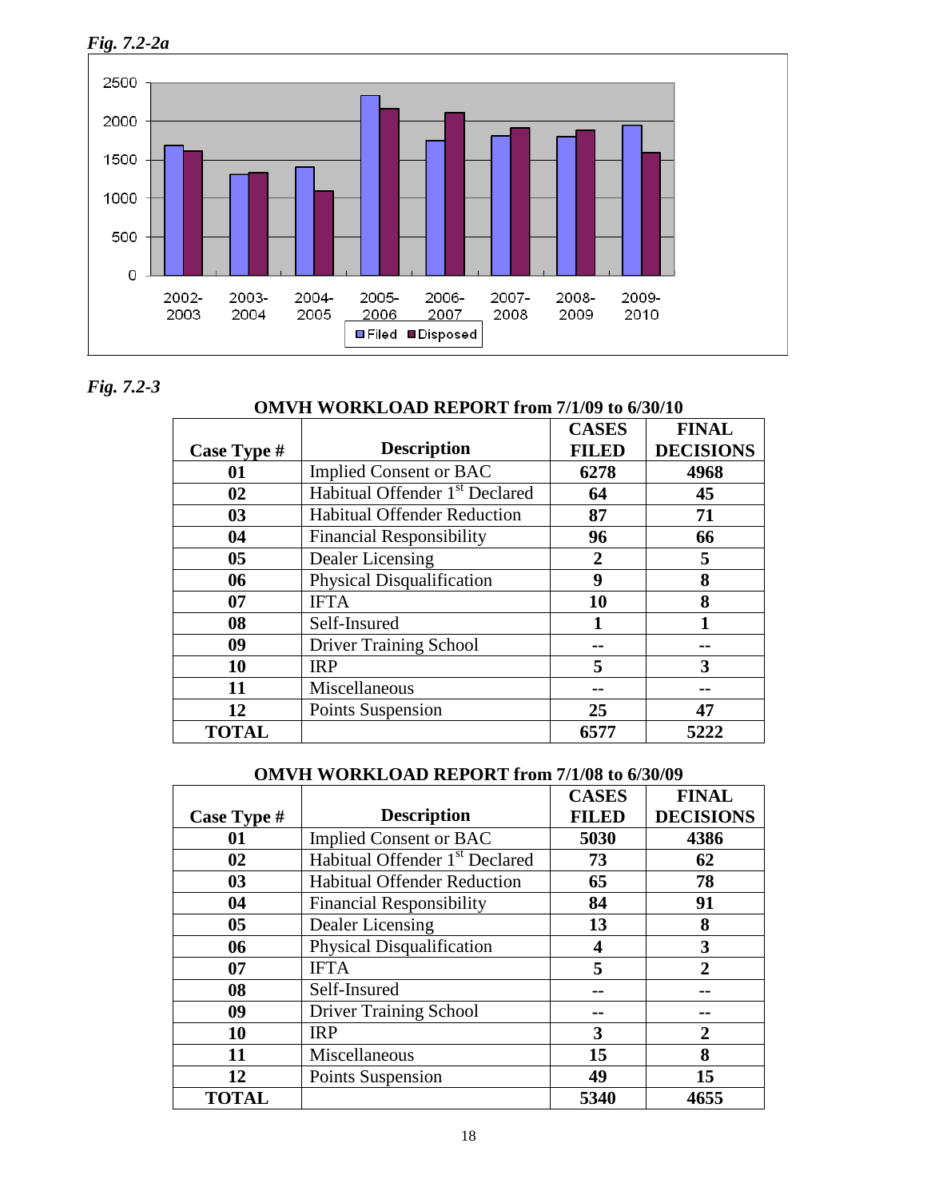*Fig. 7.2-2a*

2500
2000
1500
1000
500
0

2002-2003
2003-2004
2004-2005
2005-2006
2006-2007
2007-2008
2008-2009
2009-2010

Filed
Disposed

*Fig. 7.2-3*

**OMVH WORKLOAD REPORT from 7/1/09 to 6/30/10**

| Case Type # | Description | CASES FILED | FINAL DECISIONS |
|---|---|---|---|
| **01** | Implied Consent or BAC | **6278** | **4968** |
| **02** | Habitual Offender 1st Declared | **64** | **45** |
| **03** | Habitual Offender Reduction | **87** | **71** |
| **04** | Financial Responsibility | **96** | **66** |
| **05** | Dealer Licensing | **2** | **5** |
| **06** | Physical Disqualification | **9** | **8** |
| **07** | IFTA | **10** | **8** |
| **08** | Self-Insured | **1** | **1** |
| **09** | Driver Training School | **--** | **--** |
| **10** | IRP | **5** | **3** |
| **11** | Miscellaneous | **--** | **--** |
| **12** | Points Suspension | **25** | **47** |
| **TOTAL** | | **6577** | **5222** |

**OMVH WORKLOAD REPORT from 7/1/08 to 6/30/09**

| Case Type # | Description | CASES FILED | FINAL DECISIONS |
|---|---|---|---|
| **01** | Implied Consent or BAC | **5030** | **4386** |
| **02** | Habitual Offender 1st Declared | **73** | **62** |
| **03** | Habitual Offender Reduction | **65** | **78** |
| **04** | Financial Responsibility | **84** | **91** |
| **05** | Dealer Licensing | **13** | **8** |
| **06** | Physical Disqualification | **4** | **3** |
| **07** | IFTA | **5** | **2** |
| **08** | Self-Insured | **--** | **--** |
| **09** | Driver Training School | **--** | **--** |
| **10** | IRP | **3** | **2** |
| **11** | Miscellaneous | **15** | **8** |
| **12** | Points Suspension | **49** | **15** |
| **TOTAL** | | **5340** | **4655** |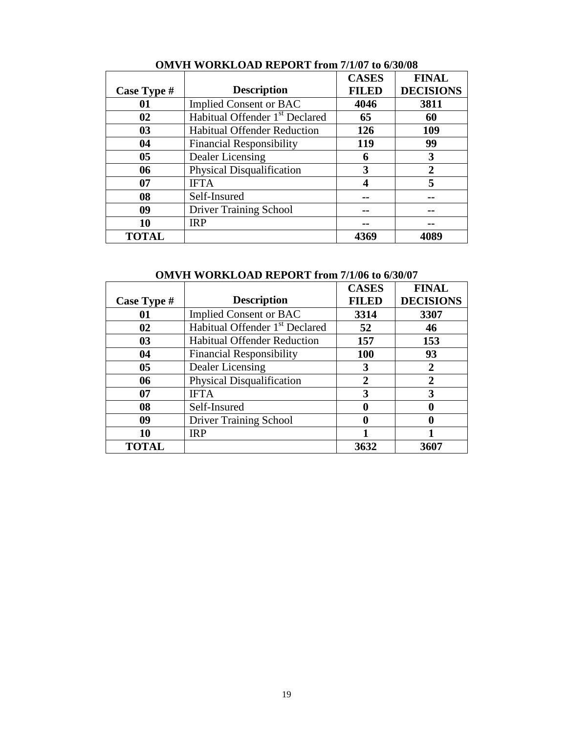**OMVH WORKLOAD REPORT from 7/1/07 to 6/30/08**

| Case Type # | Description | CASES FILED | FINAL DECISIONS |
|---|---|---|---|
| **01** | Implied Consent or BAC | **4046** | **3811** |
| **02** | Habitual Offender 1st Declared | **65** | **60** |
| **03** | Habitual Offender Reduction | **126** | **109** |
| **04** | Financial Responsibility | **119** | **99** |
| **05** | Dealer Licensing | **6** | **3** |
| **06** | Physical Disqualification | **3** | **2** |
| **07** | IFTA | **4** | **5** |
| **08** | Self-Insured | **--** | **--** |
| **09** | Driver Training School | **--** | **--** |
| **10** | IRP | **--** | **--** |
| **TOTAL** | | **4369** | **4089** |

**OMVH WORKLOAD REPORT from 7/1/06 to 6/30/07**

| Case Type # | Description | CASES FILED | FINAL DECISIONS |
|---|---|---|---|
| **01** | Implied Consent or BAC | **3314** | **3307** |
| **02** | Habitual Offender 1st Declared | **52** | **46** |
| **03** | Habitual Offender Reduction | **157** | **153** |
| **04** | Financial Responsibility | **100** | **93** |
| **05** | Dealer Licensing | **3** | **2** |
| **06** | Physical Disqualification | **2** | **2** |
| **07** | IFTA | **3** | **3** |
| **08** | Self-Insured | **0** | **0** |
| **09** | Driver Training School | **0** | **0** |
| **10** | IRP | **1** | **1** |
| **TOTAL** | | **3632** | **3607** |